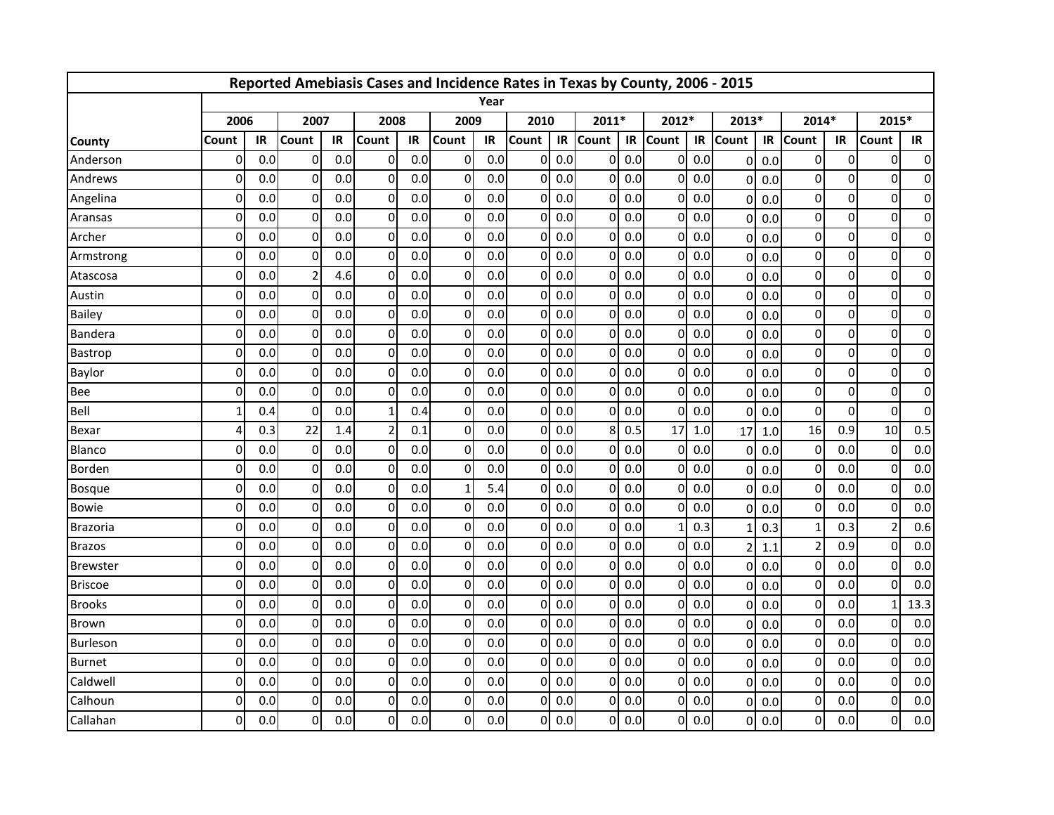| Reported Amebiasis Cases and Incidence Rates in Texas by County, 2006 - 2015 | | | | | | | | | | | | | | | | | | | | |
|---|---|---|---|---|---|---|---|---|---|---|---|---|---|---|---|---|---|---|---|---|
| | Year | | | | | | | | | | | | | | | | | | | |
| | 2006 | | 2007 | | 2008 | | 2009 | | 2010 | | 2011* | | 2012* | | 2013* | | 2014* | | 2015* | |
| County | Count | IR | Count | IR | Count | IR | Count | IR | Count | IR | Count | IR | Count | IR | Count | IR | Count | IR | Count | IR |
| Anderson | 0 | 0.0 | 0 | 0.0 | 0 | 0.0 | 0 | 0.0 | 0 | 0.0 | 0 | 0.0 | 0 | 0.0 | 0 | 0.0 | 0 | 0 | 0 | 0 |
| Andrews | 0 | 0.0 | 0 | 0.0 | 0 | 0.0 | 0 | 0.0 | 0 | 0.0 | 0 | 0.0 | 0 | 0.0 | 0 | 0.0 | 0 | 0 | 0 | 0 |
| Angelina | 0 | 0.0 | 0 | 0.0 | 0 | 0.0 | 0 | 0.0 | 0 | 0.0 | 0 | 0.0 | 0 | 0.0 | 0 | 0.0 | 0 | 0 | 0 | 0 |
| Aransas | 0 | 0.0 | 0 | 0.0 | 0 | 0.0 | 0 | 0.0 | 0 | 0.0 | 0 | 0.0 | 0 | 0.0 | 0 | 0.0 | 0 | 0 | 0 | 0 |
| Archer | 0 | 0.0 | 0 | 0.0 | 0 | 0.0 | 0 | 0.0 | 0 | 0.0 | 0 | 0.0 | 0 | 0.0 | 0 | 0.0 | 0 | 0 | 0 | 0 |
| Armstrong | 0 | 0.0 | 0 | 0.0 | 0 | 0.0 | 0 | 0.0 | 0 | 0.0 | 0 | 0.0 | 0 | 0.0 | 0 | 0.0 | 0 | 0 | 0 | 0 |
| Atascosa | 0 | 0.0 | 2 | 4.6 | 0 | 0.0 | 0 | 0.0 | 0 | 0.0 | 0 | 0.0 | 0 | 0.0 | 0 | 0.0 | 0 | 0 | 0 | 0 |
| Austin | 0 | 0.0 | 0 | 0.0 | 0 | 0.0 | 0 | 0.0 | 0 | 0.0 | 0 | 0.0 | 0 | 0.0 | 0 | 0.0 | 0 | 0 | 0 | 0 |
| Bailey | 0 | 0.0 | 0 | 0.0 | 0 | 0.0 | 0 | 0.0 | 0 | 0.0 | 0 | 0.0 | 0 | 0.0 | 0 | 0.0 | 0 | 0 | 0 | 0 |
| Bandera | 0 | 0.0 | 0 | 0.0 | 0 | 0.0 | 0 | 0.0 | 0 | 0.0 | 0 | 0.0 | 0 | 0.0 | 0 | 0.0 | 0 | 0 | 0 | 0 |
| Bastrop | 0 | 0.0 | 0 | 0.0 | 0 | 0.0 | 0 | 0.0 | 0 | 0.0 | 0 | 0.0 | 0 | 0.0 | 0 | 0.0 | 0 | 0 | 0 | 0 |
| Baylor | 0 | 0.0 | 0 | 0.0 | 0 | 0.0 | 0 | 0.0 | 0 | 0.0 | 0 | 0.0 | 0 | 0.0 | 0 | 0.0 | 0 | 0 | 0 | 0 |
| Bee | 0 | 0.0 | 0 | 0.0 | 0 | 0.0 | 0 | 0.0 | 0 | 0.0 | 0 | 0.0 | 0 | 0.0 | 0 | 0.0 | 0 | 0 | 0 | 0 |
| Bell | 1 | 0.4 | 0 | 0.0 | 1 | 0.4 | 0 | 0.0 | 0 | 0.0 | 0 | 0.0 | 0 | 0.0 | 0 | 0.0 | 0 | 0 | 0 | 0 |
| Bexar | 4 | 0.3 | 22 | 1.4 | 2 | 0.1 | 0 | 0.0 | 0 | 0.0 | 8 | 0.5 | 17 | 1.0 | 17 | 1.0 | 16 | 0.9 | 10 | 0.5 |
| Blanco | 0 | 0.0 | 0 | 0.0 | 0 | 0.0 | 0 | 0.0 | 0 | 0.0 | 0 | 0.0 | 0 | 0.0 | 0 | 0.0 | 0 | 0.0 | 0 | 0.0 |
| Borden | 0 | 0.0 | 0 | 0.0 | 0 | 0.0 | 0 | 0.0 | 0 | 0.0 | 0 | 0.0 | 0 | 0.0 | 0 | 0.0 | 0 | 0.0 | 0 | 0.0 |
| Bosque | 0 | 0.0 | 0 | 0.0 | 0 | 0.0 | 1 | 5.4 | 0 | 0.0 | 0 | 0.0 | 0 | 0.0 | 0 | 0.0 | 0 | 0.0 | 0 | 0.0 |
| Bowie | 0 | 0.0 | 0 | 0.0 | 0 | 0.0 | 0 | 0.0 | 0 | 0.0 | 0 | 0.0 | 0 | 0.0 | 0 | 0.0 | 0 | 0.0 | 0 | 0.0 |
| Brazoria | 0 | 0.0 | 0 | 0.0 | 0 | 0.0 | 0 | 0.0 | 0 | 0.0 | 0 | 0.0 | 1 | 0.3 | 1 | 0.3 | 1 | 0.3 | 2 | 0.6 |
| Brazos | 0 | 0.0 | 0 | 0.0 | 0 | 0.0 | 0 | 0.0 | 0 | 0.0 | 0 | 0.0 | 0 | 0.0 | 2 | 1.1 | 2 | 0.9 | 0 | 0.0 |
| Brewster | 0 | 0.0 | 0 | 0.0 | 0 | 0.0 | 0 | 0.0 | 0 | 0.0 | 0 | 0.0 | 0 | 0.0 | 0 | 0.0 | 0 | 0.0 | 0 | 0.0 |
| Briscoe | 0 | 0.0 | 0 | 0.0 | 0 | 0.0 | 0 | 0.0 | 0 | 0.0 | 0 | 0.0 | 0 | 0.0 | 0 | 0.0 | 0 | 0.0 | 0 | 0.0 |
| Brooks | 0 | 0.0 | 0 | 0.0 | 0 | 0.0 | 0 | 0.0 | 0 | 0.0 | 0 | 0.0 | 0 | 0.0 | 0 | 0.0 | 0 | 0.0 | 1 | 13.3 |
| Brown | 0 | 0.0 | 0 | 0.0 | 0 | 0.0 | 0 | 0.0 | 0 | 0.0 | 0 | 0.0 | 0 | 0.0 | 0 | 0.0 | 0 | 0.0 | 0 | 0.0 |
| Burleson | 0 | 0.0 | 0 | 0.0 | 0 | 0.0 | 0 | 0.0 | 0 | 0.0 | 0 | 0.0 | 0 | 0.0 | 0 | 0.0 | 0 | 0.0 | 0 | 0.0 |
| Burnet | 0 | 0.0 | 0 | 0.0 | 0 | 0.0 | 0 | 0.0 | 0 | 0.0 | 0 | 0.0 | 0 | 0.0 | 0 | 0.0 | 0 | 0.0 | 0 | 0.0 |
| Caldwell | 0 | 0.0 | 0 | 0.0 | 0 | 0.0 | 0 | 0.0 | 0 | 0.0 | 0 | 0.0 | 0 | 0.0 | 0 | 0.0 | 0 | 0.0 | 0 | 0.0 |
| Calhoun | 0 | 0.0 | 0 | 0.0 | 0 | 0.0 | 0 | 0.0 | 0 | 0.0 | 0 | 0.0 | 0 | 0.0 | 0 | 0.0 | 0 | 0.0 | 0 | 0.0 |
| Callahan | 0 | 0.0 | 0 | 0.0 | 0 | 0.0 | 0 | 0.0 | 0 | 0.0 | 0 | 0.0 | 0 | 0.0 | 0 | 0.0 | 0 | 0.0 | 0 | 0.0 |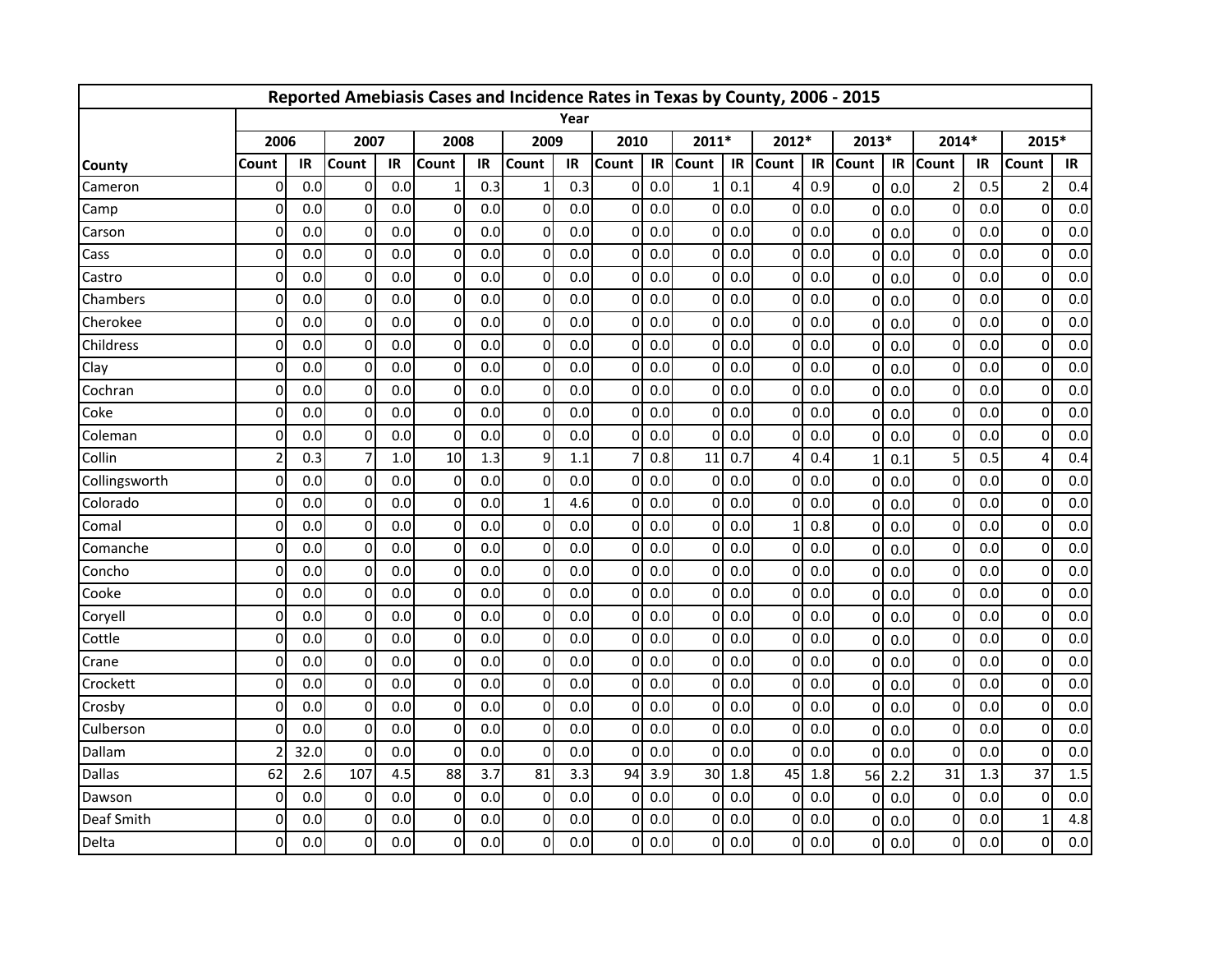| Reported Amebiasis Cases and Incidence Rates in Texas by County, 2006 - 2015 | | | | | | | | | | | | | | | | | | | | |
|---|---|---|---|---|---|---|---|---|---|---|---|---|---|---|---|---|---|---|---|---|
| | Year | | | | | | | | | | | | | | | | | | | |
| | 2006 | | 2007 | | 2008 | | 2009 | | 2010 | | 2011* | | 2012* | | 2013* | | 2014* | | 2015* | |
| County | Count | IR | Count | IR | Count | IR | Count | IR | Count | IR | Count | IR | Count | IR | Count | IR | Count | IR | Count | IR |
| Cameron | 0 | 0.0 | 0 | 0.0 | 1 | 0.3 | 1 | 0.3 | 0 | 0.0 | 1 | 0.1 | 4 | 0.9 | 0 | 0.0 | 2 | 0.5 | 2 | 0.4 |
| Camp | 0 | 0.0 | 0 | 0.0 | 0 | 0.0 | 0 | 0.0 | 0 | 0.0 | 0 | 0.0 | 0 | 0.0 | 0 | 0.0 | 0 | 0.0 | 0 | 0.0 |
| Carson | 0 | 0.0 | 0 | 0.0 | 0 | 0.0 | 0 | 0.0 | 0 | 0.0 | 0 | 0.0 | 0 | 0.0 | 0 | 0.0 | 0 | 0.0 | 0 | 0.0 |
| Cass | 0 | 0.0 | 0 | 0.0 | 0 | 0.0 | 0 | 0.0 | 0 | 0.0 | 0 | 0.0 | 0 | 0.0 | 0 | 0.0 | 0 | 0.0 | 0 | 0.0 |
| Castro | 0 | 0.0 | 0 | 0.0 | 0 | 0.0 | 0 | 0.0 | 0 | 0.0 | 0 | 0.0 | 0 | 0.0 | 0 | 0.0 | 0 | 0.0 | 0 | 0.0 |
| Chambers | 0 | 0.0 | 0 | 0.0 | 0 | 0.0 | 0 | 0.0 | 0 | 0.0 | 0 | 0.0 | 0 | 0.0 | 0 | 0.0 | 0 | 0.0 | 0 | 0.0 |
| Cherokee | 0 | 0.0 | 0 | 0.0 | 0 | 0.0 | 0 | 0.0 | 0 | 0.0 | 0 | 0.0 | 0 | 0.0 | 0 | 0.0 | 0 | 0.0 | 0 | 0.0 |
| Childress | 0 | 0.0 | 0 | 0.0 | 0 | 0.0 | 0 | 0.0 | 0 | 0.0 | 0 | 0.0 | 0 | 0.0 | 0 | 0.0 | 0 | 0.0 | 0 | 0.0 |
| Clay | 0 | 0.0 | 0 | 0.0 | 0 | 0.0 | 0 | 0.0 | 0 | 0.0 | 0 | 0.0 | 0 | 0.0 | 0 | 0.0 | 0 | 0.0 | 0 | 0.0 |
| Cochran | 0 | 0.0 | 0 | 0.0 | 0 | 0.0 | 0 | 0.0 | 0 | 0.0 | 0 | 0.0 | 0 | 0.0 | 0 | 0.0 | 0 | 0.0 | 0 | 0.0 |
| Coke | 0 | 0.0 | 0 | 0.0 | 0 | 0.0 | 0 | 0.0 | 0 | 0.0 | 0 | 0.0 | 0 | 0.0 | 0 | 0.0 | 0 | 0.0 | 0 | 0.0 |
| Coleman | 0 | 0.0 | 0 | 0.0 | 0 | 0.0 | 0 | 0.0 | 0 | 0.0 | 0 | 0.0 | 0 | 0.0 | 0 | 0.0 | 0 | 0.0 | 0 | 0.0 |
| Collin | 2 | 0.3 | 7 | 1.0 | 10 | 1.3 | 9 | 1.1 | 7 | 0.8 | 11 | 0.7 | 4 | 0.4 | 1 | 0.1 | 5 | 0.5 | 4 | 0.4 |
| Collingsworth | 0 | 0.0 | 0 | 0.0 | 0 | 0.0 | 0 | 0.0 | 0 | 0.0 | 0 | 0.0 | 0 | 0.0 | 0 | 0.0 | 0 | 0.0 | 0 | 0.0 |
| Colorado | 0 | 0.0 | 0 | 0.0 | 0 | 0.0 | 1 | 4.6 | 0 | 0.0 | 0 | 0.0 | 0 | 0.0 | 0 | 0.0 | 0 | 0.0 | 0 | 0.0 |
| Comal | 0 | 0.0 | 0 | 0.0 | 0 | 0.0 | 0 | 0.0 | 0 | 0.0 | 0 | 0.0 | 1 | 0.8 | 0 | 0.0 | 0 | 0.0 | 0 | 0.0 |
| Comanche | 0 | 0.0 | 0 | 0.0 | 0 | 0.0 | 0 | 0.0 | 0 | 0.0 | 0 | 0.0 | 0 | 0.0 | 0 | 0.0 | 0 | 0.0 | 0 | 0.0 |
| Concho | 0 | 0.0 | 0 | 0.0 | 0 | 0.0 | 0 | 0.0 | 0 | 0.0 | 0 | 0.0 | 0 | 0.0 | 0 | 0.0 | 0 | 0.0 | 0 | 0.0 |
| Cooke | 0 | 0.0 | 0 | 0.0 | 0 | 0.0 | 0 | 0.0 | 0 | 0.0 | 0 | 0.0 | 0 | 0.0 | 0 | 0.0 | 0 | 0.0 | 0 | 0.0 |
| Coryell | 0 | 0.0 | 0 | 0.0 | 0 | 0.0 | 0 | 0.0 | 0 | 0.0 | 0 | 0.0 | 0 | 0.0 | 0 | 0.0 | 0 | 0.0 | 0 | 0.0 |
| Cottle | 0 | 0.0 | 0 | 0.0 | 0 | 0.0 | 0 | 0.0 | 0 | 0.0 | 0 | 0.0 | 0 | 0.0 | 0 | 0.0 | 0 | 0.0 | 0 | 0.0 |
| Crane | 0 | 0.0 | 0 | 0.0 | 0 | 0.0 | 0 | 0.0 | 0 | 0.0 | 0 | 0.0 | 0 | 0.0 | 0 | 0.0 | 0 | 0.0 | 0 | 0.0 |
| Crockett | 0 | 0.0 | 0 | 0.0 | 0 | 0.0 | 0 | 0.0 | 0 | 0.0 | 0 | 0.0 | 0 | 0.0 | 0 | 0.0 | 0 | 0.0 | 0 | 0.0 |
| Crosby | 0 | 0.0 | 0 | 0.0 | 0 | 0.0 | 0 | 0.0 | 0 | 0.0 | 0 | 0.0 | 0 | 0.0 | 0 | 0.0 | 0 | 0.0 | 0 | 0.0 |
| Culberson | 0 | 0.0 | 0 | 0.0 | 0 | 0.0 | 0 | 0.0 | 0 | 0.0 | 0 | 0.0 | 0 | 0.0 | 0 | 0.0 | 0 | 0.0 | 0 | 0.0 |
| Dallam | 2 | 32.0 | 0 | 0.0 | 0 | 0.0 | 0 | 0.0 | 0 | 0.0 | 0 | 0.0 | 0 | 0.0 | 0 | 0.0 | 0 | 0.0 | 0 | 0.0 |
| Dallas | 62 | 2.6 | 107 | 4.5 | 88 | 3.7 | 81 | 3.3 | 94 | 3.9 | 30 | 1.8 | 45 | 1.8 | 56 | 2.2 | 31 | 1.3 | 37 | 1.5 |
| Dawson | 0 | 0.0 | 0 | 0.0 | 0 | 0.0 | 0 | 0.0 | 0 | 0.0 | 0 | 0.0 | 0 | 0.0 | 0 | 0.0 | 0 | 0.0 | 0 | 0.0 |
| Deaf Smith | 0 | 0.0 | 0 | 0.0 | 0 | 0.0 | 0 | 0.0 | 0 | 0.0 | 0 | 0.0 | 0 | 0.0 | 0 | 0.0 | 0 | 0.0 | 1 | 4.8 |
| Delta | 0 | 0.0 | 0 | 0.0 | 0 | 0.0 | 0 | 0.0 | 0 | 0.0 | 0 | 0.0 | 0 | 0.0 | 0 | 0.0 | 0 | 0.0 | 0 | 0.0 |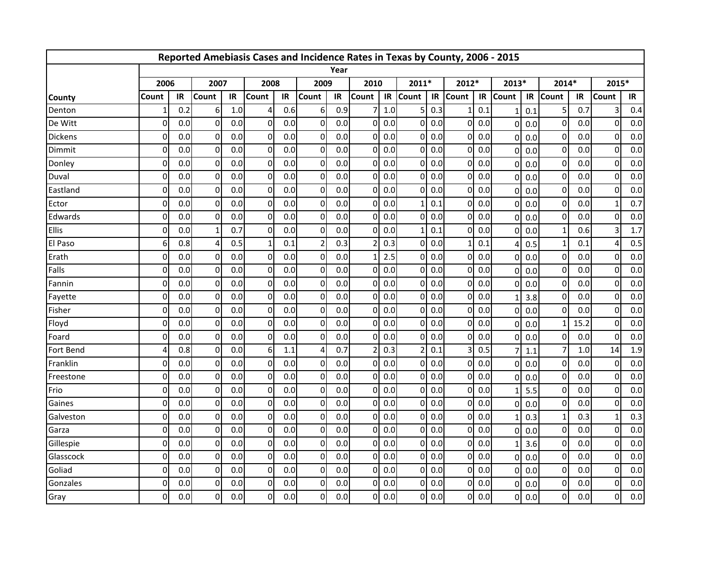| Reported Amebiasis Cases and Incidence Rates in Texas by County, 2006 - 2015 | | | | | | | | | | | | | | | | | | | | |
|---|---|---|---|---|---|---|---|---|---|---|---|---|---|---|---|---|---|---|---|---|
| | Year | | | | | | | | | | | | | | | | | | | |
| | 2006 | | 2007 | | 2008 | | 2009 | | 2010 | | 2011* | | 2012* | | 2013* | | 2014* | | 2015* | |
| County | Count | IR | Count | IR | Count | IR | Count | IR | Count | IR | Count | IR | Count | IR | Count | IR | Count | IR | Count | IR |
| Denton | 1 | 0.2 | 6 | 1.0 | 4 | 0.6 | 6 | 0.9 | 7 | 1.0 | 5 | 0.3 | 1 | 0.1 | 1 | 0.1 | 5 | 0.7 | 3 | 0.4 |
| De Witt | 0 | 0.0 | 0 | 0.0 | 0 | 0.0 | 0 | 0.0 | 0 | 0.0 | 0 | 0.0 | 0 | 0.0 | 0 | 0.0 | 0 | 0.0 | 0 | 0.0 |
| Dickens | 0 | 0.0 | 0 | 0.0 | 0 | 0.0 | 0 | 0.0 | 0 | 0.0 | 0 | 0.0 | 0 | 0.0 | 0 | 0.0 | 0 | 0.0 | 0 | 0.0 |
| Dimmit | 0 | 0.0 | 0 | 0.0 | 0 | 0.0 | 0 | 0.0 | 0 | 0.0 | 0 | 0.0 | 0 | 0.0 | 0 | 0.0 | 0 | 0.0 | 0 | 0.0 |
| Donley | 0 | 0.0 | 0 | 0.0 | 0 | 0.0 | 0 | 0.0 | 0 | 0.0 | 0 | 0.0 | 0 | 0.0 | 0 | 0.0 | 0 | 0.0 | 0 | 0.0 |
| Duval | 0 | 0.0 | 0 | 0.0 | 0 | 0.0 | 0 | 0.0 | 0 | 0.0 | 0 | 0.0 | 0 | 0.0 | 0 | 0.0 | 0 | 0.0 | 0 | 0.0 |
| Eastland | 0 | 0.0 | 0 | 0.0 | 0 | 0.0 | 0 | 0.0 | 0 | 0.0 | 0 | 0.0 | 0 | 0.0 | 0 | 0.0 | 0 | 0.0 | 0 | 0.0 |
| Ector | 0 | 0.0 | 0 | 0.0 | 0 | 0.0 | 0 | 0.0 | 0 | 0.0 | 1 | 0.1 | 0 | 0.0 | 0 | 0.0 | 0 | 0.0 | 1 | 0.7 |
| Edwards | 0 | 0.0 | 0 | 0.0 | 0 | 0.0 | 0 | 0.0 | 0 | 0.0 | 0 | 0.0 | 0 | 0.0 | 0 | 0.0 | 0 | 0.0 | 0 | 0.0 |
| Ellis | 0 | 0.0 | 1 | 0.7 | 0 | 0.0 | 0 | 0.0 | 0 | 0.0 | 1 | 0.1 | 0 | 0.0 | 0 | 0.0 | 1 | 0.6 | 3 | 1.7 |
| El Paso | 6 | 0.8 | 4 | 0.5 | 1 | 0.1 | 2 | 0.3 | 2 | 0.3 | 0 | 0.0 | 1 | 0.1 | 4 | 0.5 | 1 | 0.1 | 4 | 0.5 |
| Erath | 0 | 0.0 | 0 | 0.0 | 0 | 0.0 | 0 | 0.0 | 1 | 2.5 | 0 | 0.0 | 0 | 0.0 | 0 | 0.0 | 0 | 0.0 | 0 | 0.0 |
| Falls | 0 | 0.0 | 0 | 0.0 | 0 | 0.0 | 0 | 0.0 | 0 | 0.0 | 0 | 0.0 | 0 | 0.0 | 0 | 0.0 | 0 | 0.0 | 0 | 0.0 |
| Fannin | 0 | 0.0 | 0 | 0.0 | 0 | 0.0 | 0 | 0.0 | 0 | 0.0 | 0 | 0.0 | 0 | 0.0 | 0 | 0.0 | 0 | 0.0 | 0 | 0.0 |
| Fayette | 0 | 0.0 | 0 | 0.0 | 0 | 0.0 | 0 | 0.0 | 0 | 0.0 | 0 | 0.0 | 0 | 0.0 | 1 | 3.8 | 0 | 0.0 | 0 | 0.0 |
| Fisher | 0 | 0.0 | 0 | 0.0 | 0 | 0.0 | 0 | 0.0 | 0 | 0.0 | 0 | 0.0 | 0 | 0.0 | 0 | 0.0 | 0 | 0.0 | 0 | 0.0 |
| Floyd | 0 | 0.0 | 0 | 0.0 | 0 | 0.0 | 0 | 0.0 | 0 | 0.0 | 0 | 0.0 | 0 | 0.0 | 0 | 0.0 | 1 | 15.2 | 0 | 0.0 |
| Foard | 0 | 0.0 | 0 | 0.0 | 0 | 0.0 | 0 | 0.0 | 0 | 0.0 | 0 | 0.0 | 0 | 0.0 | 0 | 0.0 | 0 | 0.0 | 0 | 0.0 |
| Fort Bend | 4 | 0.8 | 0 | 0.0 | 6 | 1.1 | 4 | 0.7 | 2 | 0.3 | 2 | 0.1 | 3 | 0.5 | 7 | 1.1 | 7 | 1.0 | 14 | 1.9 |
| Franklin | 0 | 0.0 | 0 | 0.0 | 0 | 0.0 | 0 | 0.0 | 0 | 0.0 | 0 | 0.0 | 0 | 0.0 | 0 | 0.0 | 0 | 0.0 | 0 | 0.0 |
| Freestone | 0 | 0.0 | 0 | 0.0 | 0 | 0.0 | 0 | 0.0 | 0 | 0.0 | 0 | 0.0 | 0 | 0.0 | 0 | 0.0 | 0 | 0.0 | 0 | 0.0 |
| Frio | 0 | 0.0 | 0 | 0.0 | 0 | 0.0 | 0 | 0.0 | 0 | 0.0 | 0 | 0.0 | 0 | 0.0 | 1 | 5.5 | 0 | 0.0 | 0 | 0.0 |
| Gaines | 0 | 0.0 | 0 | 0.0 | 0 | 0.0 | 0 | 0.0 | 0 | 0.0 | 0 | 0.0 | 0 | 0.0 | 0 | 0.0 | 0 | 0.0 | 0 | 0.0 |
| Galveston | 0 | 0.0 | 0 | 0.0 | 0 | 0.0 | 0 | 0.0 | 0 | 0.0 | 0 | 0.0 | 0 | 0.0 | 1 | 0.3 | 1 | 0.3 | 1 | 0.3 |
| Garza | 0 | 0.0 | 0 | 0.0 | 0 | 0.0 | 0 | 0.0 | 0 | 0.0 | 0 | 0.0 | 0 | 0.0 | 0 | 0.0 | 0 | 0.0 | 0 | 0.0 |
| Gillespie | 0 | 0.0 | 0 | 0.0 | 0 | 0.0 | 0 | 0.0 | 0 | 0.0 | 0 | 0.0 | 0 | 0.0 | 1 | 3.6 | 0 | 0.0 | 0 | 0.0 |
| Glasscock | 0 | 0.0 | 0 | 0.0 | 0 | 0.0 | 0 | 0.0 | 0 | 0.0 | 0 | 0.0 | 0 | 0.0 | 0 | 0.0 | 0 | 0.0 | 0 | 0.0 |
| Goliad | 0 | 0.0 | 0 | 0.0 | 0 | 0.0 | 0 | 0.0 | 0 | 0.0 | 0 | 0.0 | 0 | 0.0 | 0 | 0.0 | 0 | 0.0 | 0 | 0.0 |
| Gonzales | 0 | 0.0 | 0 | 0.0 | 0 | 0.0 | 0 | 0.0 | 0 | 0.0 | 0 | 0.0 | 0 | 0.0 | 0 | 0.0 | 0 | 0.0 | 0 | 0.0 |
| Gray | 0 | 0.0 | 0 | 0.0 | 0 | 0.0 | 0 | 0.0 | 0 | 0.0 | 0 | 0.0 | 0 | 0.0 | 0 | 0.0 | 0 | 0.0 | 0 | 0.0 |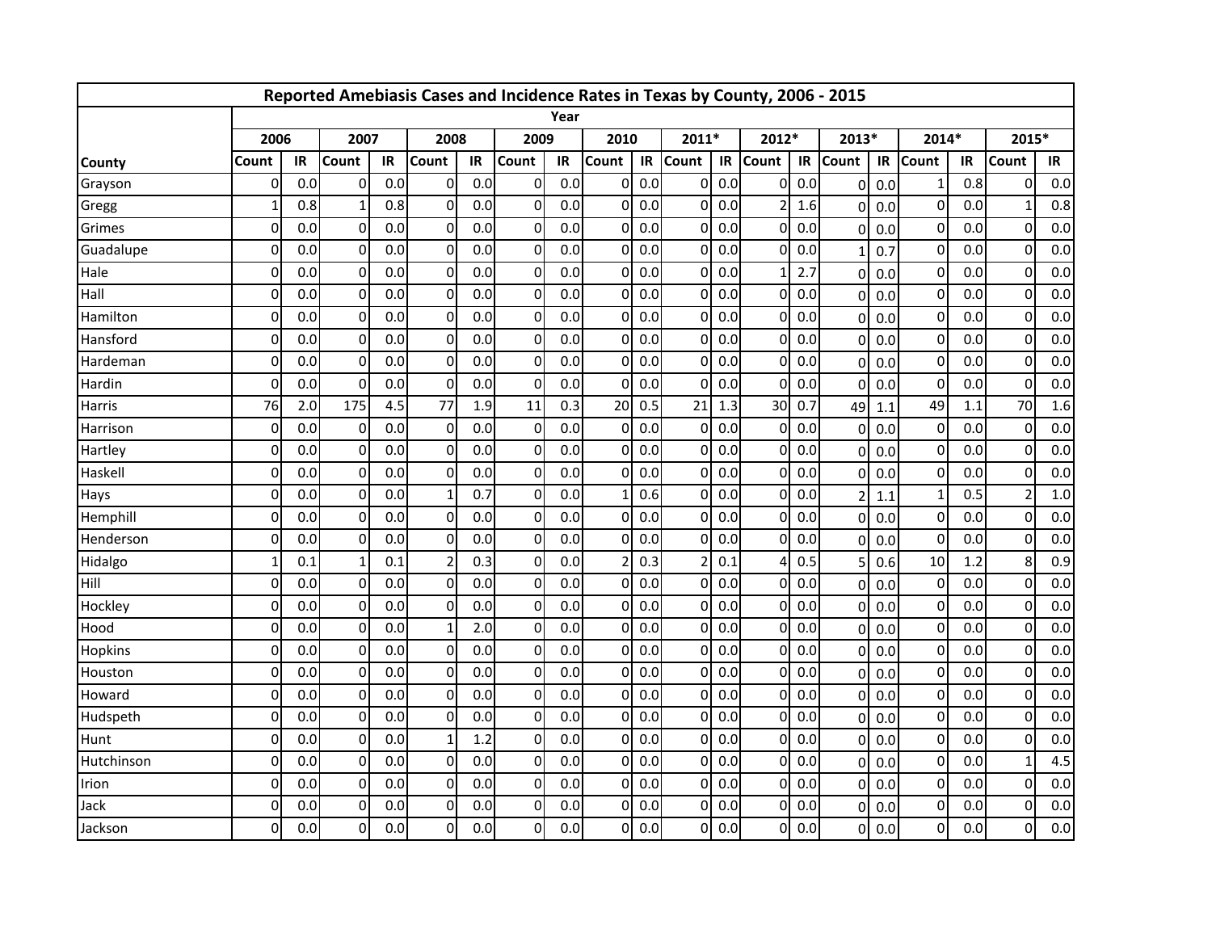| Reported Amebiasis Cases and Incidence Rates in Texas by County, 2006 - 2015 | | | | | | | | | | | | | | | | | | | | |
|---|---|---|---|---|---|---|---|---|---|---|---|---|---|---|---|---|---|---|---|---|
| | Year | | | | | | | | | | | | | | | | | | | |
| | 2006 | | 2007 | | 2008 | | 2009 | | 2010 | | 2011* | | 2012* | | 2013* | | 2014* | | 2015* | |
| County | Count | IR | Count | IR | Count | IR | Count | IR | Count | IR | Count | IR | Count | IR | Count | IR | Count | IR | Count | IR |
| Grayson | 0 | 0.0 | 0 | 0.0 | 0 | 0.0 | 0 | 0.0 | 0 | 0.0 | 0 | 0.0 | 0 | 0.0 | 0 | 0.0 | 1 | 0.8 | 0 | 0.0 |
| Gregg | 1 | 0.8 | 1 | 0.8 | 0 | 0.0 | 0 | 0.0 | 0 | 0.0 | 0 | 0.0 | 2 | 1.6 | 0 | 0.0 | 0 | 0.0 | 1 | 0.8 |
| Grimes | 0 | 0.0 | 0 | 0.0 | 0 | 0.0 | 0 | 0.0 | 0 | 0.0 | 0 | 0.0 | 0 | 0.0 | 0 | 0.0 | 0 | 0.0 | 0 | 0.0 |
| Guadalupe | 0 | 0.0 | 0 | 0.0 | 0 | 0.0 | 0 | 0.0 | 0 | 0.0 | 0 | 0.0 | 0 | 0.0 | 1 | 0.7 | 0 | 0.0 | 0 | 0.0 |
| Hale | 0 | 0.0 | 0 | 0.0 | 0 | 0.0 | 0 | 0.0 | 0 | 0.0 | 0 | 0.0 | 1 | 2.7 | 0 | 0.0 | 0 | 0.0 | 0 | 0.0 |
| Hall | 0 | 0.0 | 0 | 0.0 | 0 | 0.0 | 0 | 0.0 | 0 | 0.0 | 0 | 0.0 | 0 | 0.0 | 0 | 0.0 | 0 | 0.0 | 0 | 0.0 |
| Hamilton | 0 | 0.0 | 0 | 0.0 | 0 | 0.0 | 0 | 0.0 | 0 | 0.0 | 0 | 0.0 | 0 | 0.0 | 0 | 0.0 | 0 | 0.0 | 0 | 0.0 |
| Hansford | 0 | 0.0 | 0 | 0.0 | 0 | 0.0 | 0 | 0.0 | 0 | 0.0 | 0 | 0.0 | 0 | 0.0 | 0 | 0.0 | 0 | 0.0 | 0 | 0.0 |
| Hardeman | 0 | 0.0 | 0 | 0.0 | 0 | 0.0 | 0 | 0.0 | 0 | 0.0 | 0 | 0.0 | 0 | 0.0 | 0 | 0.0 | 0 | 0.0 | 0 | 0.0 |
| Hardin | 0 | 0.0 | 0 | 0.0 | 0 | 0.0 | 0 | 0.0 | 0 | 0.0 | 0 | 0.0 | 0 | 0.0 | 0 | 0.0 | 0 | 0.0 | 0 | 0.0 |
| Harris | 76 | 2.0 | 175 | 4.5 | 77 | 1.9 | 11 | 0.3 | 20 | 0.5 | 21 | 1.3 | 30 | 0.7 | 49 | 1.1 | 49 | 1.1 | 70 | 1.6 |
| Harrison | 0 | 0.0 | 0 | 0.0 | 0 | 0.0 | 0 | 0.0 | 0 | 0.0 | 0 | 0.0 | 0 | 0.0 | 0 | 0.0 | 0 | 0.0 | 0 | 0.0 |
| Hartley | 0 | 0.0 | 0 | 0.0 | 0 | 0.0 | 0 | 0.0 | 0 | 0.0 | 0 | 0.0 | 0 | 0.0 | 0 | 0.0 | 0 | 0.0 | 0 | 0.0 |
| Haskell | 0 | 0.0 | 0 | 0.0 | 0 | 0.0 | 0 | 0.0 | 0 | 0.0 | 0 | 0.0 | 0 | 0.0 | 0 | 0.0 | 0 | 0.0 | 0 | 0.0 |
| Hays | 0 | 0.0 | 0 | 0.0 | 1 | 0.7 | 0 | 0.0 | 1 | 0.6 | 0 | 0.0 | 0 | 0.0 | 2 | 1.1 | 1 | 0.5 | 2 | 1.0 |
| Hemphill | 0 | 0.0 | 0 | 0.0 | 0 | 0.0 | 0 | 0.0 | 0 | 0.0 | 0 | 0.0 | 0 | 0.0 | 0 | 0.0 | 0 | 0.0 | 0 | 0.0 |
| Henderson | 0 | 0.0 | 0 | 0.0 | 0 | 0.0 | 0 | 0.0 | 0 | 0.0 | 0 | 0.0 | 0 | 0.0 | 0 | 0.0 | 0 | 0.0 | 0 | 0.0 |
| Hidalgo | 1 | 0.1 | 1 | 0.1 | 2 | 0.3 | 0 | 0.0 | 2 | 0.3 | 2 | 0.1 | 4 | 0.5 | 5 | 0.6 | 10 | 1.2 | 8 | 0.9 |
| Hill | 0 | 0.0 | 0 | 0.0 | 0 | 0.0 | 0 | 0.0 | 0 | 0.0 | 0 | 0.0 | 0 | 0.0 | 0 | 0.0 | 0 | 0.0 | 0 | 0.0 |
| Hockley | 0 | 0.0 | 0 | 0.0 | 0 | 0.0 | 0 | 0.0 | 0 | 0.0 | 0 | 0.0 | 0 | 0.0 | 0 | 0.0 | 0 | 0.0 | 0 | 0.0 |
| Hood | 0 | 0.0 | 0 | 0.0 | 1 | 2.0 | 0 | 0.0 | 0 | 0.0 | 0 | 0.0 | 0 | 0.0 | 0 | 0.0 | 0 | 0.0 | 0 | 0.0 |
| Hopkins | 0 | 0.0 | 0 | 0.0 | 0 | 0.0 | 0 | 0.0 | 0 | 0.0 | 0 | 0.0 | 0 | 0.0 | 0 | 0.0 | 0 | 0.0 | 0 | 0.0 |
| Houston | 0 | 0.0 | 0 | 0.0 | 0 | 0.0 | 0 | 0.0 | 0 | 0.0 | 0 | 0.0 | 0 | 0.0 | 0 | 0.0 | 0 | 0.0 | 0 | 0.0 |
| Howard | 0 | 0.0 | 0 | 0.0 | 0 | 0.0 | 0 | 0.0 | 0 | 0.0 | 0 | 0.0 | 0 | 0.0 | 0 | 0.0 | 0 | 0.0 | 0 | 0.0 |
| Hudspeth | 0 | 0.0 | 0 | 0.0 | 0 | 0.0 | 0 | 0.0 | 0 | 0.0 | 0 | 0.0 | 0 | 0.0 | 0 | 0.0 | 0 | 0.0 | 0 | 0.0 |
| Hunt | 0 | 0.0 | 0 | 0.0 | 1 | 1.2 | 0 | 0.0 | 0 | 0.0 | 0 | 0.0 | 0 | 0.0 | 0 | 0.0 | 0 | 0.0 | 0 | 0.0 |
| Hutchinson | 0 | 0.0 | 0 | 0.0 | 0 | 0.0 | 0 | 0.0 | 0 | 0.0 | 0 | 0.0 | 0 | 0.0 | 0 | 0.0 | 0 | 0.0 | 1 | 4.5 |
| Irion | 0 | 0.0 | 0 | 0.0 | 0 | 0.0 | 0 | 0.0 | 0 | 0.0 | 0 | 0.0 | 0 | 0.0 | 0 | 0.0 | 0 | 0.0 | 0 | 0.0 |
| Jack | 0 | 0.0 | 0 | 0.0 | 0 | 0.0 | 0 | 0.0 | 0 | 0.0 | 0 | 0.0 | 0 | 0.0 | 0 | 0.0 | 0 | 0.0 | 0 | 0.0 |
| Jackson | 0 | 0.0 | 0 | 0.0 | 0 | 0.0 | 0 | 0.0 | 0 | 0.0 | 0 | 0.0 | 0 | 0.0 | 0 | 0.0 | 0 | 0.0 | 0 | 0.0 |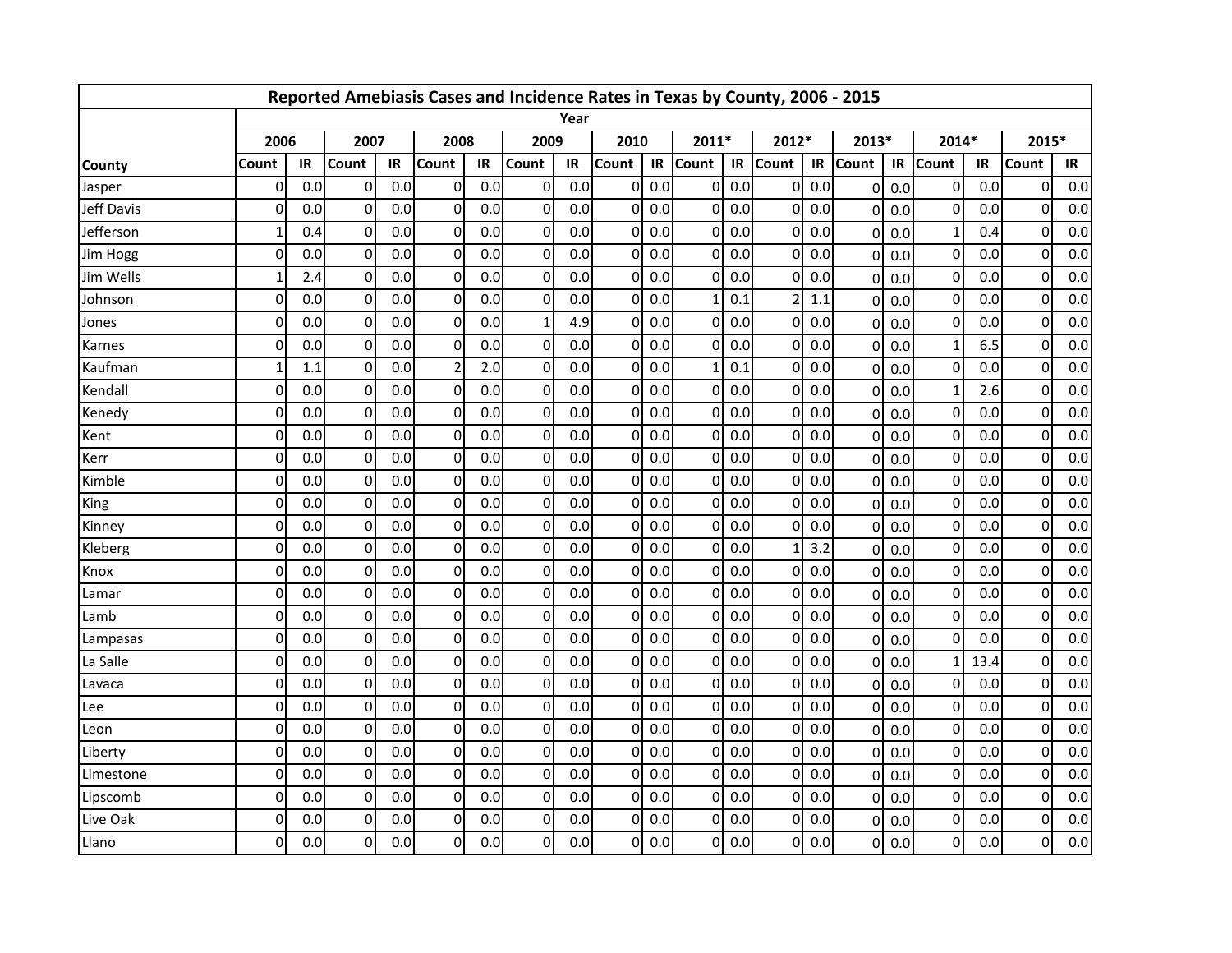| Reported Amebiasis Cases and Incidence Rates in Texas by County, 2006 - 2015 | | | | | | | | | | | | | | | | | | | | |
|---|---|---|---|---|---|---|---|---|---|---|---|---|---|---|---|---|---|---|---|---|
| | Year | | | | | | | | | | | | | | | | | | | |
| | 2006 | | 2007 | | 2008 | | 2009 | | 2010 | | 2011* | | 2012* | | 2013* | | 2014* | | 2015* | |
| County | Count | IR | Count | IR | Count | IR | Count | IR | Count | IR | Count | IR | Count | IR | Count | IR | Count | IR | Count | IR |
| Jasper | 0 | 0.0 | 0 | 0.0 | 0 | 0.0 | 0 | 0.0 | 0 | 0.0 | 0 | 0.0 | 0 | 0.0 | 0 | 0.0 | 0 | 0.0 | 0 | 0.0 |
| Jeff Davis | 0 | 0.0 | 0 | 0.0 | 0 | 0.0 | 0 | 0.0 | 0 | 0.0 | 0 | 0.0 | 0 | 0.0 | 0 | 0.0 | 0 | 0.0 | 0 | 0.0 |
| Jefferson | 1 | 0.4 | 0 | 0.0 | 0 | 0.0 | 0 | 0.0 | 0 | 0.0 | 0 | 0.0 | 0 | 0.0 | 0 | 0.0 | 1 | 0.4 | 0 | 0.0 |
| Jim Hogg | 0 | 0.0 | 0 | 0.0 | 0 | 0.0 | 0 | 0.0 | 0 | 0.0 | 0 | 0.0 | 0 | 0.0 | 0 | 0.0 | 0 | 0.0 | 0 | 0.0 |
| Jim Wells | 1 | 2.4 | 0 | 0.0 | 0 | 0.0 | 0 | 0.0 | 0 | 0.0 | 0 | 0.0 | 0 | 0.0 | 0 | 0.0 | 0 | 0.0 | 0 | 0.0 |
| Johnson | 0 | 0.0 | 0 | 0.0 | 0 | 0.0 | 0 | 0.0 | 0 | 0.0 | 1 | 0.1 | 2 | 1.1 | 0 | 0.0 | 0 | 0.0 | 0 | 0.0 |
| Jones | 0 | 0.0 | 0 | 0.0 | 0 | 0.0 | 1 | 4.9 | 0 | 0.0 | 0 | 0.0 | 0 | 0.0 | 0 | 0.0 | 0 | 0.0 | 0 | 0.0 |
| Karnes | 0 | 0.0 | 0 | 0.0 | 0 | 0.0 | 0 | 0.0 | 0 | 0.0 | 0 | 0.0 | 0 | 0.0 | 0 | 0.0 | 1 | 6.5 | 0 | 0.0 |
| Kaufman | 1 | 1.1 | 0 | 0.0 | 2 | 2.0 | 0 | 0.0 | 0 | 0.0 | 1 | 0.1 | 0 | 0.0 | 0 | 0.0 | 0 | 0.0 | 0 | 0.0 |
| Kendall | 0 | 0.0 | 0 | 0.0 | 0 | 0.0 | 0 | 0.0 | 0 | 0.0 | 0 | 0.0 | 0 | 0.0 | 0 | 0.0 | 1 | 2.6 | 0 | 0.0 |
| Kenedy | 0 | 0.0 | 0 | 0.0 | 0 | 0.0 | 0 | 0.0 | 0 | 0.0 | 0 | 0.0 | 0 | 0.0 | 0 | 0.0 | 0 | 0.0 | 0 | 0.0 |
| Kent | 0 | 0.0 | 0 | 0.0 | 0 | 0.0 | 0 | 0.0 | 0 | 0.0 | 0 | 0.0 | 0 | 0.0 | 0 | 0.0 | 0 | 0.0 | 0 | 0.0 |
| Kerr | 0 | 0.0 | 0 | 0.0 | 0 | 0.0 | 0 | 0.0 | 0 | 0.0 | 0 | 0.0 | 0 | 0.0 | 0 | 0.0 | 0 | 0.0 | 0 | 0.0 |
| Kimble | 0 | 0.0 | 0 | 0.0 | 0 | 0.0 | 0 | 0.0 | 0 | 0.0 | 0 | 0.0 | 0 | 0.0 | 0 | 0.0 | 0 | 0.0 | 0 | 0.0 |
| King | 0 | 0.0 | 0 | 0.0 | 0 | 0.0 | 0 | 0.0 | 0 | 0.0 | 0 | 0.0 | 0 | 0.0 | 0 | 0.0 | 0 | 0.0 | 0 | 0.0 |
| Kinney | 0 | 0.0 | 0 | 0.0 | 0 | 0.0 | 0 | 0.0 | 0 | 0.0 | 0 | 0.0 | 0 | 0.0 | 0 | 0.0 | 0 | 0.0 | 0 | 0.0 |
| Kleberg | 0 | 0.0 | 0 | 0.0 | 0 | 0.0 | 0 | 0.0 | 0 | 0.0 | 0 | 0.0 | 1 | 3.2 | 0 | 0.0 | 0 | 0.0 | 0 | 0.0 |
| Knox | 0 | 0.0 | 0 | 0.0 | 0 | 0.0 | 0 | 0.0 | 0 | 0.0 | 0 | 0.0 | 0 | 0.0 | 0 | 0.0 | 0 | 0.0 | 0 | 0.0 |
| Lamar | 0 | 0.0 | 0 | 0.0 | 0 | 0.0 | 0 | 0.0 | 0 | 0.0 | 0 | 0.0 | 0 | 0.0 | 0 | 0.0 | 0 | 0.0 | 0 | 0.0 |
| Lamb | 0 | 0.0 | 0 | 0.0 | 0 | 0.0 | 0 | 0.0 | 0 | 0.0 | 0 | 0.0 | 0 | 0.0 | 0 | 0.0 | 0 | 0.0 | 0 | 0.0 |
| Lampasas | 0 | 0.0 | 0 | 0.0 | 0 | 0.0 | 0 | 0.0 | 0 | 0.0 | 0 | 0.0 | 0 | 0.0 | 0 | 0.0 | 0 | 0.0 | 0 | 0.0 |
| La Salle | 0 | 0.0 | 0 | 0.0 | 0 | 0.0 | 0 | 0.0 | 0 | 0.0 | 0 | 0.0 | 0 | 0.0 | 0 | 0.0 | 1 | 13.4 | 0 | 0.0 |
| Lavaca | 0 | 0.0 | 0 | 0.0 | 0 | 0.0 | 0 | 0.0 | 0 | 0.0 | 0 | 0.0 | 0 | 0.0 | 0 | 0.0 | 0 | 0.0 | 0 | 0.0 |
| Lee | 0 | 0.0 | 0 | 0.0 | 0 | 0.0 | 0 | 0.0 | 0 | 0.0 | 0 | 0.0 | 0 | 0.0 | 0 | 0.0 | 0 | 0.0 | 0 | 0.0 |
| Leon | 0 | 0.0 | 0 | 0.0 | 0 | 0.0 | 0 | 0.0 | 0 | 0.0 | 0 | 0.0 | 0 | 0.0 | 0 | 0.0 | 0 | 0.0 | 0 | 0.0 |
| Liberty | 0 | 0.0 | 0 | 0.0 | 0 | 0.0 | 0 | 0.0 | 0 | 0.0 | 0 | 0.0 | 0 | 0.0 | 0 | 0.0 | 0 | 0.0 | 0 | 0.0 |
| Limestone | 0 | 0.0 | 0 | 0.0 | 0 | 0.0 | 0 | 0.0 | 0 | 0.0 | 0 | 0.0 | 0 | 0.0 | 0 | 0.0 | 0 | 0.0 | 0 | 0.0 |
| Lipscomb | 0 | 0.0 | 0 | 0.0 | 0 | 0.0 | 0 | 0.0 | 0 | 0.0 | 0 | 0.0 | 0 | 0.0 | 0 | 0.0 | 0 | 0.0 | 0 | 0.0 |
| Live Oak | 0 | 0.0 | 0 | 0.0 | 0 | 0.0 | 0 | 0.0 | 0 | 0.0 | 0 | 0.0 | 0 | 0.0 | 0 | 0.0 | 0 | 0.0 | 0 | 0.0 |
| Llano | 0 | 0.0 | 0 | 0.0 | 0 | 0.0 | 0 | 0.0 | 0 | 0.0 | 0 | 0.0 | 0 | 0.0 | 0 | 0.0 | 0 | 0.0 | 0 | 0.0 |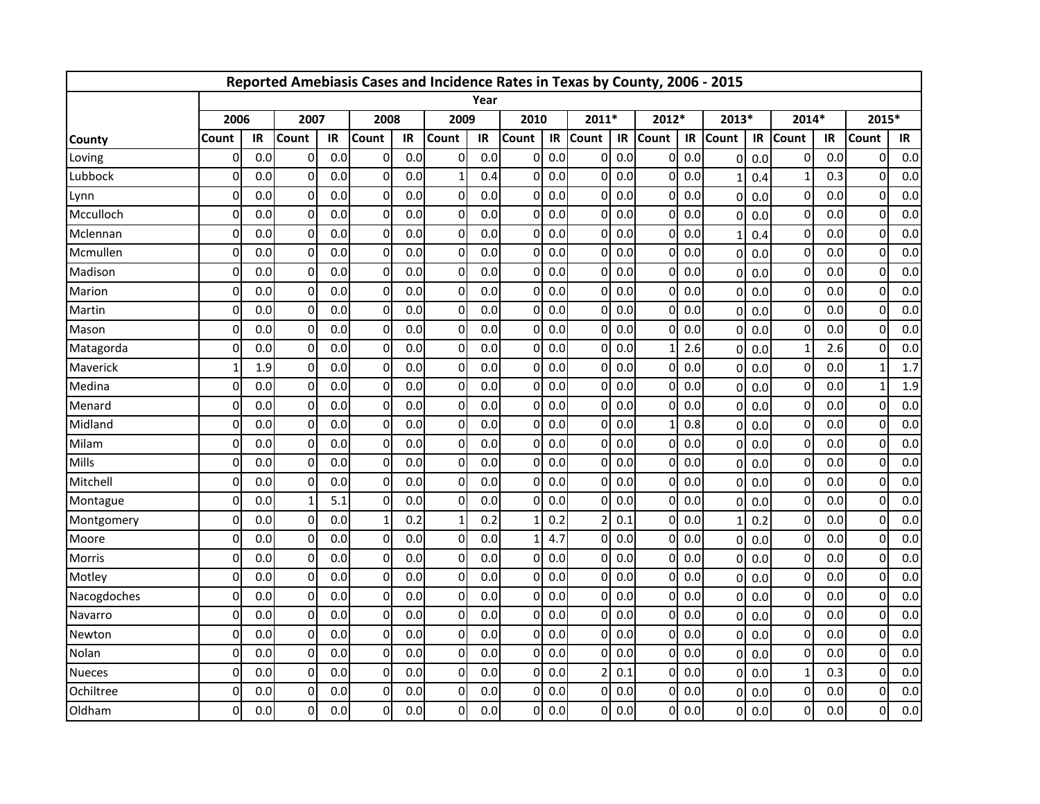| Reported Amebiasis Cases and Incidence Rates in Texas by County, 2006 - 2015 | | | | | | | | | | | | | | | | | | | | |
|---|---|---|---|---|---|---|---|---|---|---|---|---|---|---|---|---|---|---|---|---|
| | Year | | | | | | | | | | | | | | | | | | | |
| | 2006 | | 2007 | | 2008 | | 2009 | | 2010 | | 2011* | | 2012* | | 2013* | | 2014* | | 2015* | |
| County | Count | IR | Count | IR | Count | IR | Count | IR | Count | IR | Count | IR | Count | IR | Count | IR | Count | IR | Count | IR |
| Loving | 0 | 0.0 | 0 | 0.0 | 0 | 0.0 | 0 | 0.0 | 0 | 0.0 | 0 | 0.0 | 0 | 0.0 | 0 | 0.0 | 0 | 0.0 | 0 | 0.0 |
| Lubbock | 0 | 0.0 | 0 | 0.0 | 0 | 0.0 | 1 | 0.4 | 0 | 0.0 | 0 | 0.0 | 0 | 0.0 | 1 | 0.4 | 1 | 0.3 | 0 | 0.0 |
| Lynn | 0 | 0.0 | 0 | 0.0 | 0 | 0.0 | 0 | 0.0 | 0 | 0.0 | 0 | 0.0 | 0 | 0.0 | 0 | 0.0 | 0 | 0.0 | 0 | 0.0 |
| Mcculloch | 0 | 0.0 | 0 | 0.0 | 0 | 0.0 | 0 | 0.0 | 0 | 0.0 | 0 | 0.0 | 0 | 0.0 | 0 | 0.0 | 0 | 0.0 | 0 | 0.0 |
| Mclennan | 0 | 0.0 | 0 | 0.0 | 0 | 0.0 | 0 | 0.0 | 0 | 0.0 | 0 | 0.0 | 0 | 0.0 | 1 | 0.4 | 0 | 0.0 | 0 | 0.0 |
| Mcmullen | 0 | 0.0 | 0 | 0.0 | 0 | 0.0 | 0 | 0.0 | 0 | 0.0 | 0 | 0.0 | 0 | 0.0 | 0 | 0.0 | 0 | 0.0 | 0 | 0.0 |
| Madison | 0 | 0.0 | 0 | 0.0 | 0 | 0.0 | 0 | 0.0 | 0 | 0.0 | 0 | 0.0 | 0 | 0.0 | 0 | 0.0 | 0 | 0.0 | 0 | 0.0 |
| Marion | 0 | 0.0 | 0 | 0.0 | 0 | 0.0 | 0 | 0.0 | 0 | 0.0 | 0 | 0.0 | 0 | 0.0 | 0 | 0.0 | 0 | 0.0 | 0 | 0.0 |
| Martin | 0 | 0.0 | 0 | 0.0 | 0 | 0.0 | 0 | 0.0 | 0 | 0.0 | 0 | 0.0 | 0 | 0.0 | 0 | 0.0 | 0 | 0.0 | 0 | 0.0 |
| Mason | 0 | 0.0 | 0 | 0.0 | 0 | 0.0 | 0 | 0.0 | 0 | 0.0 | 0 | 0.0 | 0 | 0.0 | 0 | 0.0 | 0 | 0.0 | 0 | 0.0 |
| Matagorda | 0 | 0.0 | 0 | 0.0 | 0 | 0.0 | 0 | 0.0 | 0 | 0.0 | 0 | 0.0 | 1 | 2.6 | 0 | 0.0 | 1 | 2.6 | 0 | 0.0 |
| Maverick | 1 | 1.9 | 0 | 0.0 | 0 | 0.0 | 0 | 0.0 | 0 | 0.0 | 0 | 0.0 | 0 | 0.0 | 0 | 0.0 | 0 | 0.0 | 1 | 1.7 |
| Medina | 0 | 0.0 | 0 | 0.0 | 0 | 0.0 | 0 | 0.0 | 0 | 0.0 | 0 | 0.0 | 0 | 0.0 | 0 | 0.0 | 0 | 0.0 | 1 | 1.9 |
| Menard | 0 | 0.0 | 0 | 0.0 | 0 | 0.0 | 0 | 0.0 | 0 | 0.0 | 0 | 0.0 | 0 | 0.0 | 0 | 0.0 | 0 | 0.0 | 0 | 0.0 |
| Midland | 0 | 0.0 | 0 | 0.0 | 0 | 0.0 | 0 | 0.0 | 0 | 0.0 | 0 | 0.0 | 1 | 0.8 | 0 | 0.0 | 0 | 0.0 | 0 | 0.0 |
| Milam | 0 | 0.0 | 0 | 0.0 | 0 | 0.0 | 0 | 0.0 | 0 | 0.0 | 0 | 0.0 | 0 | 0.0 | 0 | 0.0 | 0 | 0.0 | 0 | 0.0 |
| Mills | 0 | 0.0 | 0 | 0.0 | 0 | 0.0 | 0 | 0.0 | 0 | 0.0 | 0 | 0.0 | 0 | 0.0 | 0 | 0.0 | 0 | 0.0 | 0 | 0.0 |
| Mitchell | 0 | 0.0 | 0 | 0.0 | 0 | 0.0 | 0 | 0.0 | 0 | 0.0 | 0 | 0.0 | 0 | 0.0 | 0 | 0.0 | 0 | 0.0 | 0 | 0.0 |
| Montague | 0 | 0.0 | 1 | 5.1 | 0 | 0.0 | 0 | 0.0 | 0 | 0.0 | 0 | 0.0 | 0 | 0.0 | 0 | 0.0 | 0 | 0.0 | 0 | 0.0 |
| Montgomery | 0 | 0.0 | 0 | 0.0 | 1 | 0.2 | 1 | 0.2 | 1 | 0.2 | 2 | 0.1 | 0 | 0.0 | 1 | 0.2 | 0 | 0.0 | 0 | 0.0 |
| Moore | 0 | 0.0 | 0 | 0.0 | 0 | 0.0 | 0 | 0.0 | 1 | 4.7 | 0 | 0.0 | 0 | 0.0 | 0 | 0.0 | 0 | 0.0 | 0 | 0.0 |
| Morris | 0 | 0.0 | 0 | 0.0 | 0 | 0.0 | 0 | 0.0 | 0 | 0.0 | 0 | 0.0 | 0 | 0.0 | 0 | 0.0 | 0 | 0.0 | 0 | 0.0 |
| Motley | 0 | 0.0 | 0 | 0.0 | 0 | 0.0 | 0 | 0.0 | 0 | 0.0 | 0 | 0.0 | 0 | 0.0 | 0 | 0.0 | 0 | 0.0 | 0 | 0.0 |
| Nacogdoches | 0 | 0.0 | 0 | 0.0 | 0 | 0.0 | 0 | 0.0 | 0 | 0.0 | 0 | 0.0 | 0 | 0.0 | 0 | 0.0 | 0 | 0.0 | 0 | 0.0 |
| Navarro | 0 | 0.0 | 0 | 0.0 | 0 | 0.0 | 0 | 0.0 | 0 | 0.0 | 0 | 0.0 | 0 | 0.0 | 0 | 0.0 | 0 | 0.0 | 0 | 0.0 |
| Newton | 0 | 0.0 | 0 | 0.0 | 0 | 0.0 | 0 | 0.0 | 0 | 0.0 | 0 | 0.0 | 0 | 0.0 | 0 | 0.0 | 0 | 0.0 | 0 | 0.0 |
| Nolan | 0 | 0.0 | 0 | 0.0 | 0 | 0.0 | 0 | 0.0 | 0 | 0.0 | 0 | 0.0 | 0 | 0.0 | 0 | 0.0 | 0 | 0.0 | 0 | 0.0 |
| Nueces | 0 | 0.0 | 0 | 0.0 | 0 | 0.0 | 0 | 0.0 | 0 | 0.0 | 2 | 0.1 | 0 | 0.0 | 0 | 0.0 | 1 | 0.3 | 0 | 0.0 |
| Ochiltree | 0 | 0.0 | 0 | 0.0 | 0 | 0.0 | 0 | 0.0 | 0 | 0.0 | 0 | 0.0 | 0 | 0.0 | 0 | 0.0 | 0 | 0.0 | 0 | 0.0 |
| Oldham | 0 | 0.0 | 0 | 0.0 | 0 | 0.0 | 0 | 0.0 | 0 | 0.0 | 0 | 0.0 | 0 | 0.0 | 0 | 0.0 | 0 | 0.0 | 0 | 0.0 |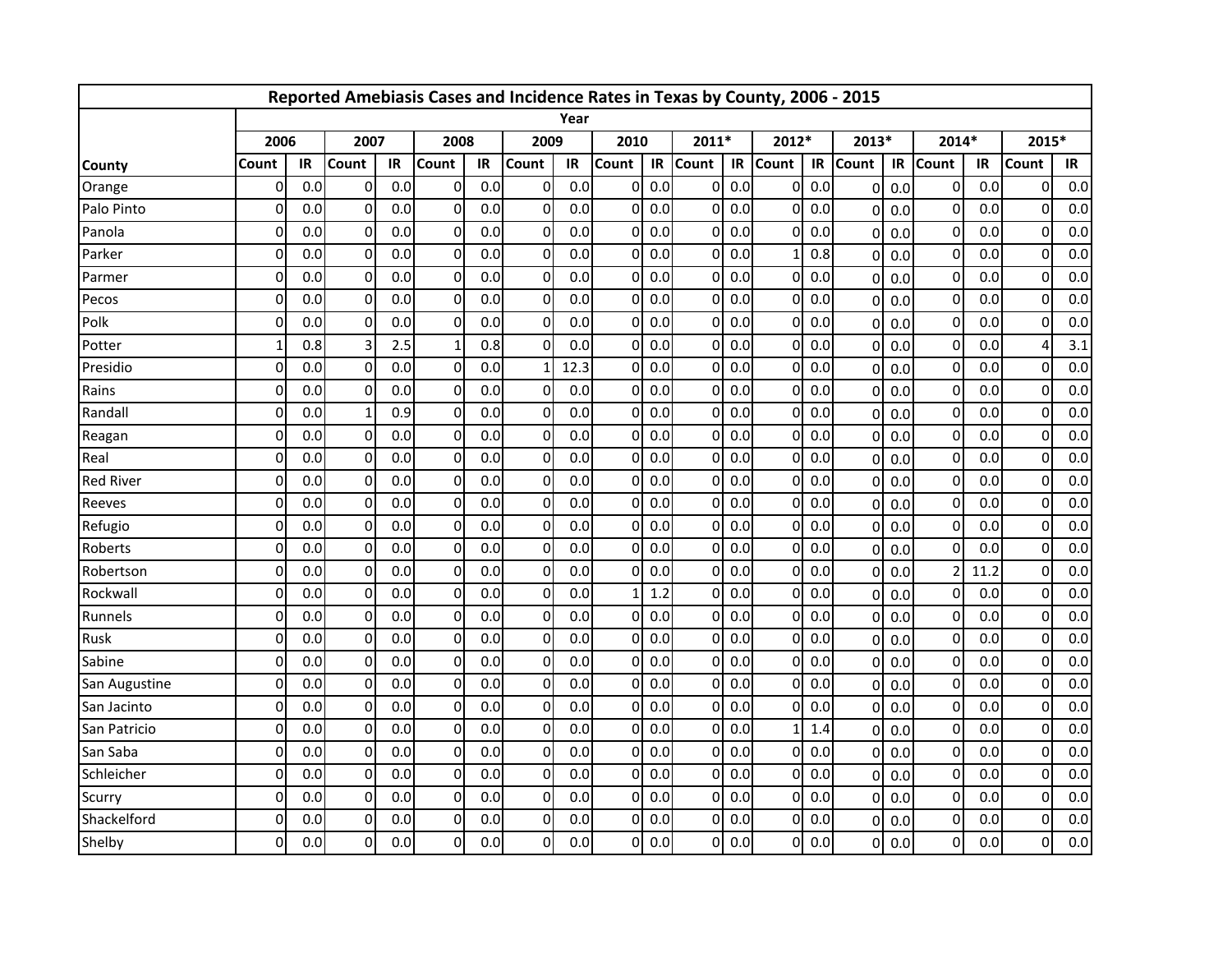| Reported Amebiasis Cases and Incidence Rates in Texas by County, 2006 - 2015 | | | | | | | | | | | | | | | | | | | | |
|---|---|---|---|---|---|---|---|---|---|---|---|---|---|---|---|---|---|---|---|---|
| | Year | | | | | | | | | | | | | | | | | | | |
| | 2006 | | 2007 | | 2008 | | 2009 | | 2010 | | 2011* | | 2012* | | 2013* | | 2014* | | 2015* | |
| County | Count | IR | Count | IR | Count | IR | Count | IR | Count | IR | Count | IR | Count | IR | Count | IR | Count | IR | Count | IR |
| Orange | 0 | 0.0 | 0 | 0.0 | 0 | 0.0 | 0 | 0.0 | 0 | 0.0 | 0 | 0.0 | 0 | 0.0 | 0 | 0.0 | 0 | 0.0 | 0 | 0.0 |
| Palo Pinto | 0 | 0.0 | 0 | 0.0 | 0 | 0.0 | 0 | 0.0 | 0 | 0.0 | 0 | 0.0 | 0 | 0.0 | 0 | 0.0 | 0 | 0.0 | 0 | 0.0 |
| Panola | 0 | 0.0 | 0 | 0.0 | 0 | 0.0 | 0 | 0.0 | 0 | 0.0 | 0 | 0.0 | 0 | 0.0 | 0 | 0.0 | 0 | 0.0 | 0 | 0.0 |
| Parker | 0 | 0.0 | 0 | 0.0 | 0 | 0.0 | 0 | 0.0 | 0 | 0.0 | 0 | 0.0 | 1 | 0.8 | 0 | 0.0 | 0 | 0.0 | 0 | 0.0 |
| Parmer | 0 | 0.0 | 0 | 0.0 | 0 | 0.0 | 0 | 0.0 | 0 | 0.0 | 0 | 0.0 | 0 | 0.0 | 0 | 0.0 | 0 | 0.0 | 0 | 0.0 |
| Pecos | 0 | 0.0 | 0 | 0.0 | 0 | 0.0 | 0 | 0.0 | 0 | 0.0 | 0 | 0.0 | 0 | 0.0 | 0 | 0.0 | 0 | 0.0 | 0 | 0.0 |
| Polk | 0 | 0.0 | 0 | 0.0 | 0 | 0.0 | 0 | 0.0 | 0 | 0.0 | 0 | 0.0 | 0 | 0.0 | 0 | 0.0 | 0 | 0.0 | 0 | 0.0 |
| Potter | 1 | 0.8 | 3 | 2.5 | 1 | 0.8 | 0 | 0.0 | 0 | 0.0 | 0 | 0.0 | 0 | 0.0 | 0 | 0.0 | 0 | 0.0 | 4 | 3.1 |
| Presidio | 0 | 0.0 | 0 | 0.0 | 0 | 0.0 | 1 | 12.3 | 0 | 0.0 | 0 | 0.0 | 0 | 0.0 | 0 | 0.0 | 0 | 0.0 | 0 | 0.0 |
| Rains | 0 | 0.0 | 0 | 0.0 | 0 | 0.0 | 0 | 0.0 | 0 | 0.0 | 0 | 0.0 | 0 | 0.0 | 0 | 0.0 | 0 | 0.0 | 0 | 0.0 |
| Randall | 0 | 0.0 | 1 | 0.9 | 0 | 0.0 | 0 | 0.0 | 0 | 0.0 | 0 | 0.0 | 0 | 0.0 | 0 | 0.0 | 0 | 0.0 | 0 | 0.0 |
| Reagan | 0 | 0.0 | 0 | 0.0 | 0 | 0.0 | 0 | 0.0 | 0 | 0.0 | 0 | 0.0 | 0 | 0.0 | 0 | 0.0 | 0 | 0.0 | 0 | 0.0 |
| Real | 0 | 0.0 | 0 | 0.0 | 0 | 0.0 | 0 | 0.0 | 0 | 0.0 | 0 | 0.0 | 0 | 0.0 | 0 | 0.0 | 0 | 0.0 | 0 | 0.0 |
| Red River | 0 | 0.0 | 0 | 0.0 | 0 | 0.0 | 0 | 0.0 | 0 | 0.0 | 0 | 0.0 | 0 | 0.0 | 0 | 0.0 | 0 | 0.0 | 0 | 0.0 |
| Reeves | 0 | 0.0 | 0 | 0.0 | 0 | 0.0 | 0 | 0.0 | 0 | 0.0 | 0 | 0.0 | 0 | 0.0 | 0 | 0.0 | 0 | 0.0 | 0 | 0.0 |
| Refugio | 0 | 0.0 | 0 | 0.0 | 0 | 0.0 | 0 | 0.0 | 0 | 0.0 | 0 | 0.0 | 0 | 0.0 | 0 | 0.0 | 0 | 0.0 | 0 | 0.0 |
| Roberts | 0 | 0.0 | 0 | 0.0 | 0 | 0.0 | 0 | 0.0 | 0 | 0.0 | 0 | 0.0 | 0 | 0.0 | 0 | 0.0 | 0 | 0.0 | 0 | 0.0 |
| Robertson | 0 | 0.0 | 0 | 0.0 | 0 | 0.0 | 0 | 0.0 | 0 | 0.0 | 0 | 0.0 | 0 | 0.0 | 0 | 0.0 | 2 | 11.2 | 0 | 0.0 |
| Rockwall | 0 | 0.0 | 0 | 0.0 | 0 | 0.0 | 0 | 0.0 | 1 | 1.2 | 0 | 0.0 | 0 | 0.0 | 0 | 0.0 | 0 | 0.0 | 0 | 0.0 |
| Runnels | 0 | 0.0 | 0 | 0.0 | 0 | 0.0 | 0 | 0.0 | 0 | 0.0 | 0 | 0.0 | 0 | 0.0 | 0 | 0.0 | 0 | 0.0 | 0 | 0.0 |
| Rusk | 0 | 0.0 | 0 | 0.0 | 0 | 0.0 | 0 | 0.0 | 0 | 0.0 | 0 | 0.0 | 0 | 0.0 | 0 | 0.0 | 0 | 0.0 | 0 | 0.0 |
| Sabine | 0 | 0.0 | 0 | 0.0 | 0 | 0.0 | 0 | 0.0 | 0 | 0.0 | 0 | 0.0 | 0 | 0.0 | 0 | 0.0 | 0 | 0.0 | 0 | 0.0 |
| San Augustine | 0 | 0.0 | 0 | 0.0 | 0 | 0.0 | 0 | 0.0 | 0 | 0.0 | 0 | 0.0 | 0 | 0.0 | 0 | 0.0 | 0 | 0.0 | 0 | 0.0 |
| San Jacinto | 0 | 0.0 | 0 | 0.0 | 0 | 0.0 | 0 | 0.0 | 0 | 0.0 | 0 | 0.0 | 0 | 0.0 | 0 | 0.0 | 0 | 0.0 | 0 | 0.0 |
| San Patricio | 0 | 0.0 | 0 | 0.0 | 0 | 0.0 | 0 | 0.0 | 0 | 0.0 | 0 | 0.0 | 1 | 1.4 | 0 | 0.0 | 0 | 0.0 | 0 | 0.0 |
| San Saba | 0 | 0.0 | 0 | 0.0 | 0 | 0.0 | 0 | 0.0 | 0 | 0.0 | 0 | 0.0 | 0 | 0.0 | 0 | 0.0 | 0 | 0.0 | 0 | 0.0 |
| Schleicher | 0 | 0.0 | 0 | 0.0 | 0 | 0.0 | 0 | 0.0 | 0 | 0.0 | 0 | 0.0 | 0 | 0.0 | 0 | 0.0 | 0 | 0.0 | 0 | 0.0 |
| Scurry | 0 | 0.0 | 0 | 0.0 | 0 | 0.0 | 0 | 0.0 | 0 | 0.0 | 0 | 0.0 | 0 | 0.0 | 0 | 0.0 | 0 | 0.0 | 0 | 0.0 |
| Shackelford | 0 | 0.0 | 0 | 0.0 | 0 | 0.0 | 0 | 0.0 | 0 | 0.0 | 0 | 0.0 | 0 | 0.0 | 0 | 0.0 | 0 | 0.0 | 0 | 0.0 |
| Shelby | 0 | 0.0 | 0 | 0.0 | 0 | 0.0 | 0 | 0.0 | 0 | 0.0 | 0 | 0.0 | 0 | 0.0 | 0 | 0.0 | 0 | 0.0 | 0 | 0.0 |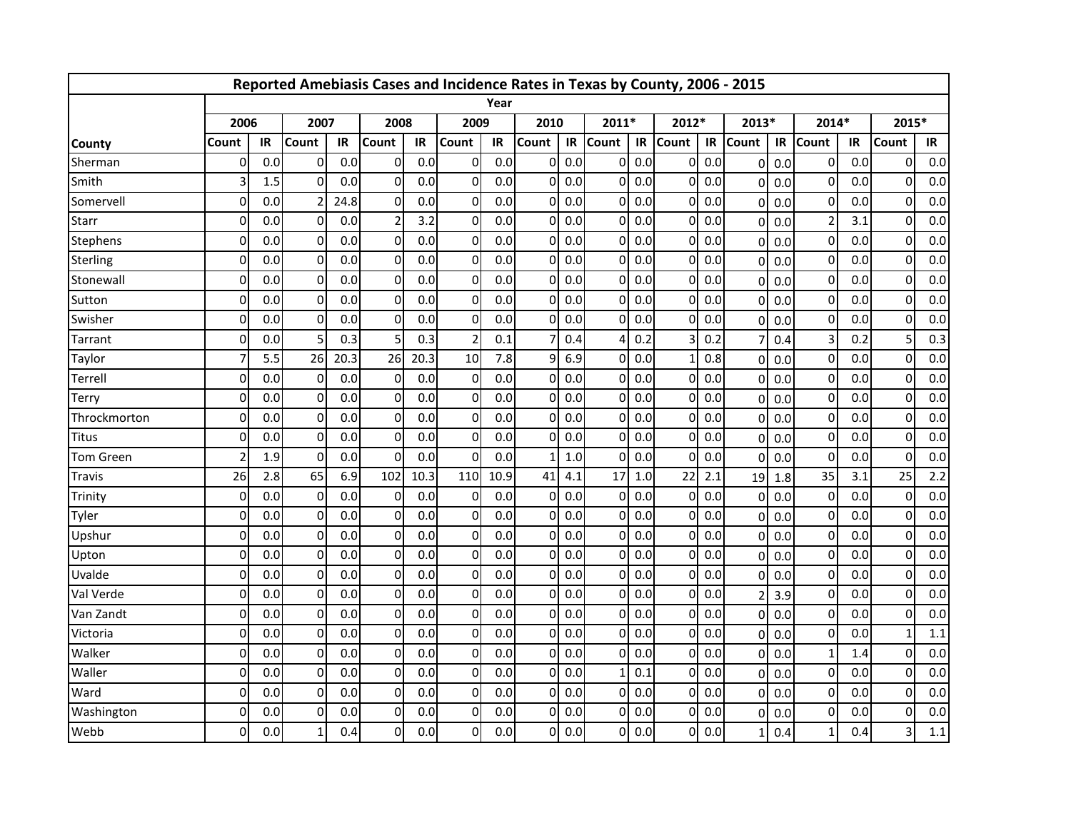| Reported Amebiasis Cases and Incidence Rates in Texas by County, 2006 - 2015 | | | | | | | | | | | | | | | | | | | | |
|---|---|---|---|---|---|---|---|---|---|---|---|---|---|---|---|---|---|---|---|---|
| | Year | | | | | | | | | | | | | | | | | | | |
| | 2006 | | 2007 | | 2008 | | 2009 | | 2010 | | 2011* | | 2012* | | 2013* | | 2014* | | 2015* | |
| County | Count | IR | Count | IR | Count | IR | Count | IR | Count | IR | Count | IR | Count | IR | Count | IR | Count | IR | Count | IR |
| Sherman | 0 | 0.0 | 0 | 0.0 | 0 | 0.0 | 0 | 0.0 | 0 | 0.0 | 0 | 0.0 | 0 | 0.0 | 0 | 0.0 | 0 | 0.0 | 0 | 0.0 |
| Smith | 3 | 1.5 | 0 | 0.0 | 0 | 0.0 | 0 | 0.0 | 0 | 0.0 | 0 | 0.0 | 0 | 0.0 | 0 | 0.0 | 0 | 0.0 | 0 | 0.0 |
| Somervell | 0 | 0.0 | 2 | 24.8 | 0 | 0.0 | 0 | 0.0 | 0 | 0.0 | 0 | 0.0 | 0 | 0.0 | 0 | 0.0 | 0 | 0.0 | 0 | 0.0 |
| Starr | 0 | 0.0 | 0 | 0.0 | 2 | 3.2 | 0 | 0.0 | 0 | 0.0 | 0 | 0.0 | 0 | 0.0 | 0 | 0.0 | 2 | 3.1 | 0 | 0.0 |
| Stephens | 0 | 0.0 | 0 | 0.0 | 0 | 0.0 | 0 | 0.0 | 0 | 0.0 | 0 | 0.0 | 0 | 0.0 | 0 | 0.0 | 0 | 0.0 | 0 | 0.0 |
| Sterling | 0 | 0.0 | 0 | 0.0 | 0 | 0.0 | 0 | 0.0 | 0 | 0.0 | 0 | 0.0 | 0 | 0.0 | 0 | 0.0 | 0 | 0.0 | 0 | 0.0 |
| Stonewall | 0 | 0.0 | 0 | 0.0 | 0 | 0.0 | 0 | 0.0 | 0 | 0.0 | 0 | 0.0 | 0 | 0.0 | 0 | 0.0 | 0 | 0.0 | 0 | 0.0 |
| Sutton | 0 | 0.0 | 0 | 0.0 | 0 | 0.0 | 0 | 0.0 | 0 | 0.0 | 0 | 0.0 | 0 | 0.0 | 0 | 0.0 | 0 | 0.0 | 0 | 0.0 |
| Swisher | 0 | 0.0 | 0 | 0.0 | 0 | 0.0 | 0 | 0.0 | 0 | 0.0 | 0 | 0.0 | 0 | 0.0 | 0 | 0.0 | 0 | 0.0 | 0 | 0.0 |
| Tarrant | 0 | 0.0 | 5 | 0.3 | 5 | 0.3 | 2 | 0.1 | 7 | 0.4 | 4 | 0.2 | 3 | 0.2 | 7 | 0.4 | 3 | 0.2 | 5 | 0.3 |
| Taylor | 7 | 5.5 | 26 | 20.3 | 26 | 20.3 | 10 | 7.8 | 9 | 6.9 | 0 | 0.0 | 1 | 0.8 | 0 | 0.0 | 0 | 0.0 | 0 | 0.0 |
| Terrell | 0 | 0.0 | 0 | 0.0 | 0 | 0.0 | 0 | 0.0 | 0 | 0.0 | 0 | 0.0 | 0 | 0.0 | 0 | 0.0 | 0 | 0.0 | 0 | 0.0 |
| Terry | 0 | 0.0 | 0 | 0.0 | 0 | 0.0 | 0 | 0.0 | 0 | 0.0 | 0 | 0.0 | 0 | 0.0 | 0 | 0.0 | 0 | 0.0 | 0 | 0.0 |
| Throckmorton | 0 | 0.0 | 0 | 0.0 | 0 | 0.0 | 0 | 0.0 | 0 | 0.0 | 0 | 0.0 | 0 | 0.0 | 0 | 0.0 | 0 | 0.0 | 0 | 0.0 |
| Titus | 0 | 0.0 | 0 | 0.0 | 0 | 0.0 | 0 | 0.0 | 0 | 0.0 | 0 | 0.0 | 0 | 0.0 | 0 | 0.0 | 0 | 0.0 | 0 | 0.0 |
| Tom Green | 2 | 1.9 | 0 | 0.0 | 0 | 0.0 | 0 | 0.0 | 1 | 1.0 | 0 | 0.0 | 0 | 0.0 | 0 | 0.0 | 0 | 0.0 | 0 | 0.0 |
| Travis | 26 | 2.8 | 65 | 6.9 | 102 | 10.3 | 110 | 10.9 | 41 | 4.1 | 17 | 1.0 | 22 | 2.1 | 19 | 1.8 | 35 | 3.1 | 25 | 2.2 |
| Trinity | 0 | 0.0 | 0 | 0.0 | 0 | 0.0 | 0 | 0.0 | 0 | 0.0 | 0 | 0.0 | 0 | 0.0 | 0 | 0.0 | 0 | 0.0 | 0 | 0.0 |
| Tyler | 0 | 0.0 | 0 | 0.0 | 0 | 0.0 | 0 | 0.0 | 0 | 0.0 | 0 | 0.0 | 0 | 0.0 | 0 | 0.0 | 0 | 0.0 | 0 | 0.0 |
| Upshur | 0 | 0.0 | 0 | 0.0 | 0 | 0.0 | 0 | 0.0 | 0 | 0.0 | 0 | 0.0 | 0 | 0.0 | 0 | 0.0 | 0 | 0.0 | 0 | 0.0 |
| Upton | 0 | 0.0 | 0 | 0.0 | 0 | 0.0 | 0 | 0.0 | 0 | 0.0 | 0 | 0.0 | 0 | 0.0 | 0 | 0.0 | 0 | 0.0 | 0 | 0.0 |
| Uvalde | 0 | 0.0 | 0 | 0.0 | 0 | 0.0 | 0 | 0.0 | 0 | 0.0 | 0 | 0.0 | 0 | 0.0 | 0 | 0.0 | 0 | 0.0 | 0 | 0.0 |
| Val Verde | 0 | 0.0 | 0 | 0.0 | 0 | 0.0 | 0 | 0.0 | 0 | 0.0 | 0 | 0.0 | 0 | 0.0 | 2 | 3.9 | 0 | 0.0 | 0 | 0.0 |
| Van Zandt | 0 | 0.0 | 0 | 0.0 | 0 | 0.0 | 0 | 0.0 | 0 | 0.0 | 0 | 0.0 | 0 | 0.0 | 0 | 0.0 | 0 | 0.0 | 0 | 0.0 |
| Victoria | 0 | 0.0 | 0 | 0.0 | 0 | 0.0 | 0 | 0.0 | 0 | 0.0 | 0 | 0.0 | 0 | 0.0 | 0 | 0.0 | 0 | 0.0 | 1 | 1.1 |
| Walker | 0 | 0.0 | 0 | 0.0 | 0 | 0.0 | 0 | 0.0 | 0 | 0.0 | 0 | 0.0 | 0 | 0.0 | 0 | 0.0 | 1 | 1.4 | 0 | 0.0 |
| Waller | 0 | 0.0 | 0 | 0.0 | 0 | 0.0 | 0 | 0.0 | 0 | 0.0 | 1 | 0.1 | 0 | 0.0 | 0 | 0.0 | 0 | 0.0 | 0 | 0.0 |
| Ward | 0 | 0.0 | 0 | 0.0 | 0 | 0.0 | 0 | 0.0 | 0 | 0.0 | 0 | 0.0 | 0 | 0.0 | 0 | 0.0 | 0 | 0.0 | 0 | 0.0 |
| Washington | 0 | 0.0 | 0 | 0.0 | 0 | 0.0 | 0 | 0.0 | 0 | 0.0 | 0 | 0.0 | 0 | 0.0 | 0 | 0.0 | 0 | 0.0 | 0 | 0.0 |
| Webb | 0 | 0.0 | 1 | 0.4 | 0 | 0.0 | 0 | 0.0 | 0 | 0.0 | 0 | 0.0 | 0 | 0.0 | 1 | 0.4 | 1 | 0.4 | 3 | 1.1 |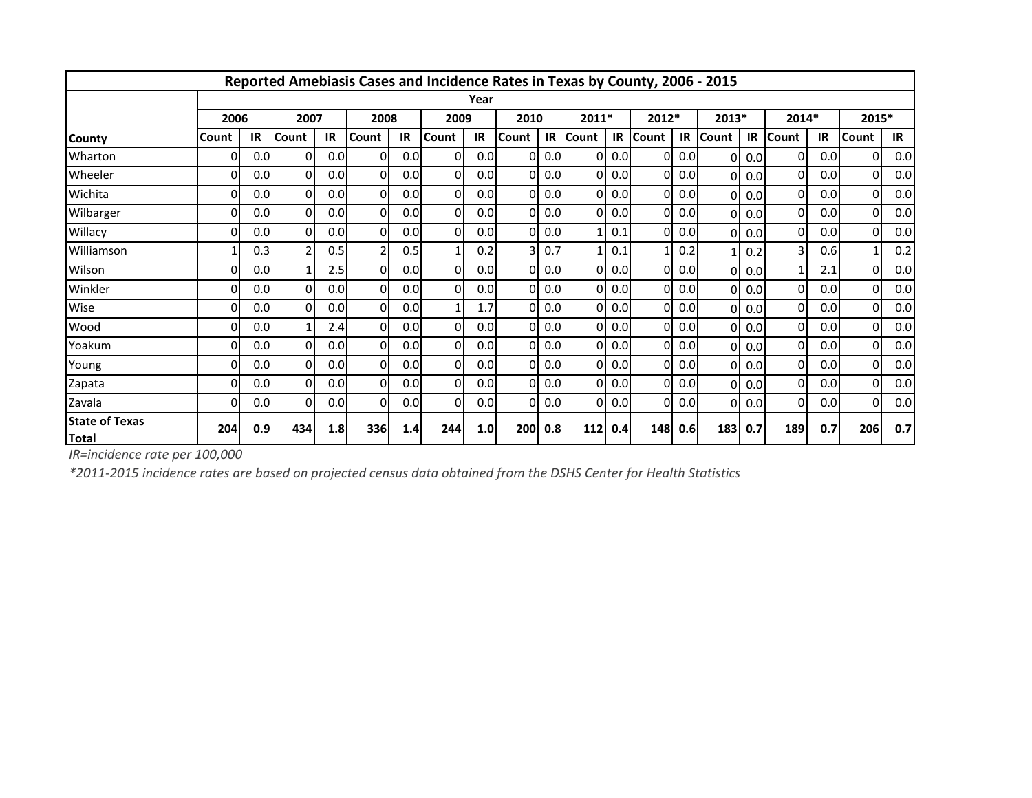| Reported Amebiasis Cases and Incidence Rates in Texas by County, 2006 - 2015 | | | | | | | | | | | | | | | | | | | | |
|---|---|---|---|---|---|---|---|---|---|---|---|---|---|---|---|---|---|---|---|---|
| | Year | | | | | | | | | | | | | | | | | | | |
| | 2006 | | 2007 | | 2008 | | 2009 | | 2010 | | 2011* | | 2012* | | 2013* | | 2014* | | 2015* | |
| County | Count | IR | Count | IR | Count | IR | Count | IR | Count | IR | Count | IR | Count | IR | Count | IR | Count | IR | Count | IR |
| Wharton | 0 | 0.0 | 0 | 0.0 | 0 | 0.0 | 0 | 0.0 | 0 | 0.0 | 0 | 0.0 | 0 | 0.0 | 0 | 0.0 | 0 | 0.0 | 0 | 0.0 |
| Wheeler | 0 | 0.0 | 0 | 0.0 | 0 | 0.0 | 0 | 0.0 | 0 | 0.0 | 0 | 0.0 | 0 | 0.0 | 0 | 0.0 | 0 | 0.0 | 0 | 0.0 |
| Wichita | 0 | 0.0 | 0 | 0.0 | 0 | 0.0 | 0 | 0.0 | 0 | 0.0 | 0 | 0.0 | 0 | 0.0 | 0 | 0.0 | 0 | 0.0 | 0 | 0.0 |
| Wilbarger | 0 | 0.0 | 0 | 0.0 | 0 | 0.0 | 0 | 0.0 | 0 | 0.0 | 0 | 0.0 | 0 | 0.0 | 0 | 0.0 | 0 | 0.0 | 0 | 0.0 |
| Willacy | 0 | 0.0 | 0 | 0.0 | 0 | 0.0 | 0 | 0.0 | 0 | 0.0 | 1 | 0.1 | 0 | 0.0 | 0 | 0.0 | 0 | 0.0 | 0 | 0.0 |
| Williamson | 1 | 0.3 | 2 | 0.5 | 2 | 0.5 | 1 | 0.2 | 3 | 0.7 | 1 | 0.1 | 1 | 0.2 | 1 | 0.2 | 3 | 0.6 | 1 | 0.2 |
| Wilson | 0 | 0.0 | 1 | 2.5 | 0 | 0.0 | 0 | 0.0 | 0 | 0.0 | 0 | 0.0 | 0 | 0.0 | 0 | 0.0 | 1 | 2.1 | 0 | 0.0 |
| Winkler | 0 | 0.0 | 0 | 0.0 | 0 | 0.0 | 0 | 0.0 | 0 | 0.0 | 0 | 0.0 | 0 | 0.0 | 0 | 0.0 | 0 | 0.0 | 0 | 0.0 |
| Wise | 0 | 0.0 | 0 | 0.0 | 0 | 0.0 | 1 | 1.7 | 0 | 0.0 | 0 | 0.0 | 0 | 0.0 | 0 | 0.0 | 0 | 0.0 | 0 | 0.0 |
| Wood | 0 | 0.0 | 1 | 2.4 | 0 | 0.0 | 0 | 0.0 | 0 | 0.0 | 0 | 0.0 | 0 | 0.0 | 0 | 0.0 | 0 | 0.0 | 0 | 0.0 |
| Yoakum | 0 | 0.0 | 0 | 0.0 | 0 | 0.0 | 0 | 0.0 | 0 | 0.0 | 0 | 0.0 | 0 | 0.0 | 0 | 0.0 | 0 | 0.0 | 0 | 0.0 |
| Young | 0 | 0.0 | 0 | 0.0 | 0 | 0.0 | 0 | 0.0 | 0 | 0.0 | 0 | 0.0 | 0 | 0.0 | 0 | 0.0 | 0 | 0.0 | 0 | 0.0 |
| Zapata | 0 | 0.0 | 0 | 0.0 | 0 | 0.0 | 0 | 0.0 | 0 | 0.0 | 0 | 0.0 | 0 | 0.0 | 0 | 0.0 | 0 | 0.0 | 0 | 0.0 |
| Zavala | 0 | 0.0 | 0 | 0.0 | 0 | 0.0 | 0 | 0.0 | 0 | 0.0 | 0 | 0.0 | 0 | 0.0 | 0 | 0.0 | 0 | 0.0 | 0 | 0.0 |
| **State of Texas Total** | **204** | **0.9** | **434** | **1.8** | **336** | **1.4** | **244** | **1.0** | **200** | **0.8** | **112** | **0.4** | **148** | **0.6** | **183** | **0.7** | **189** | **0.7** | **206** | **0.7** |

*IR=incidence rate per 100,000*

*\*2011-2015 incidence rates are based on projected census data obtained from the DSHS Center for Health Statistics*